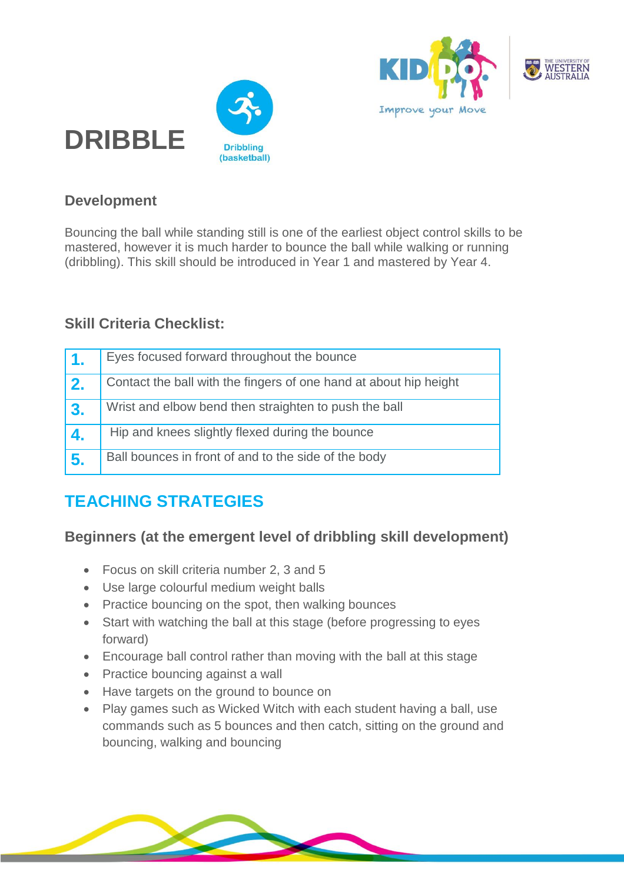# DRIBBLE

Dribbling (basketball)

## Development

Bouncing the ball while standing still is one of the earliest object control skills to be mastered, however it is much harder to bounce the ball while walking or running (dribbling). This skill should be introduced in Year 1 and mastered by Year 4.

## Skill Criteria Checklist:

| | |
|---|---|
| **1.** | Eyes focused forward throughout the bounce |
| **2.** | Contact the ball with the fingers of one hand at about hip height |
| **3.** | Wrist and elbow bend then straighten to push the ball |
| **4.** | Hip and knees slightly flexed during the bounce |
| **5.** | Ball bounces in front of and to the side of the body |

## TEACHING STRATEGIES

### Beginners (at the emergent level of dribbling skill development)

- Focus on skill criteria number 2, 3 and 5
- Use large colourful medium weight balls
- Practice bouncing on the spot, then walking bounces
- Start with watching the ball at this stage (before progressing to eyes forward)
- Encourage ball control rather than moving with the ball at this stage
- Practice bouncing against a wall
- Have targets on the ground to bounce on
- Play games such as Wicked Witch with each student having a ball, use commands such as 5 bounces and then catch, sitting on the ground and bouncing, walking and bouncing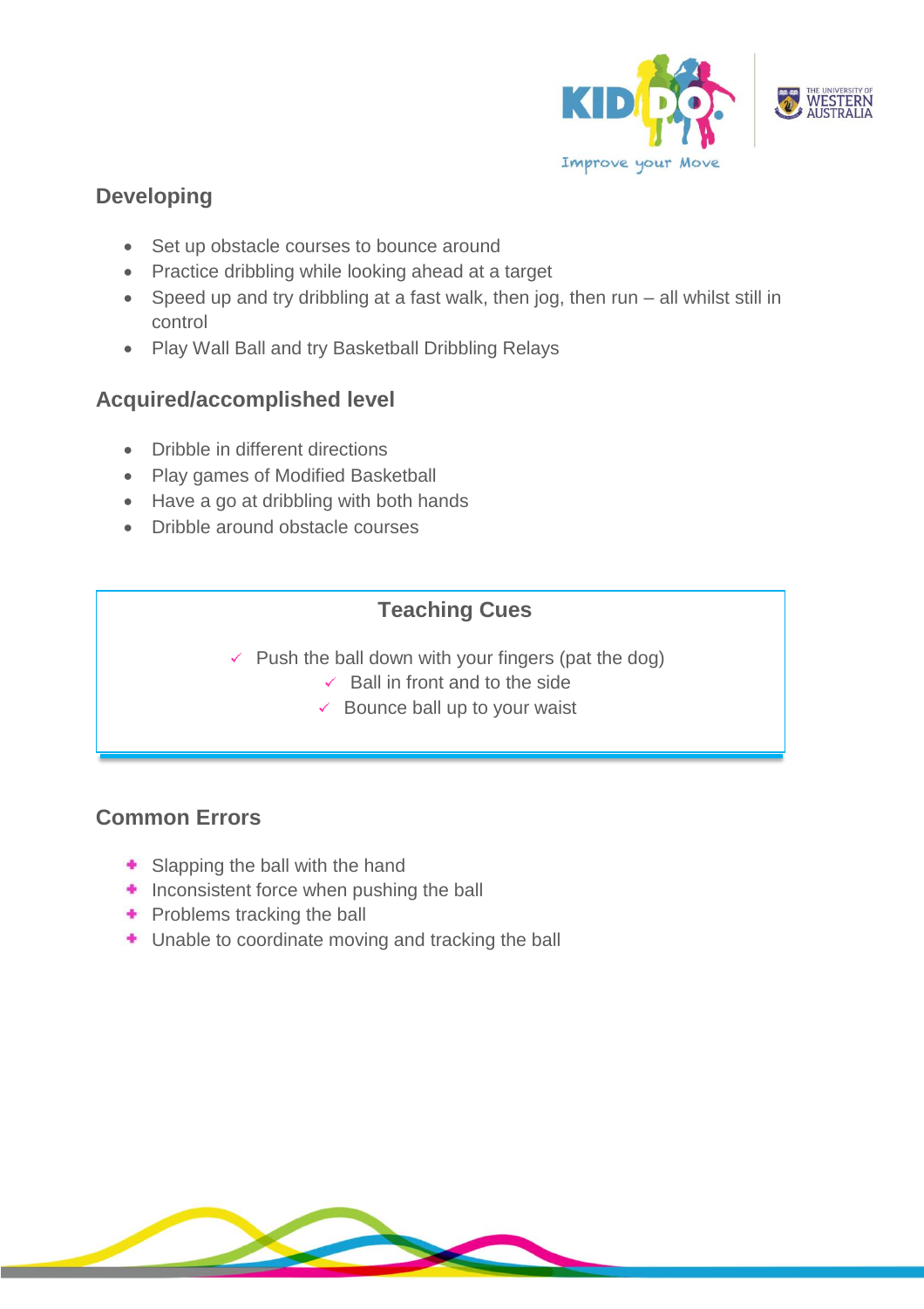## Developing

- Set up obstacle courses to bounce around
- Practice dribbling while looking ahead at a target
- Speed up and try dribbling at a fast walk, then jog, then run – all whilst still in control
- Play Wall Ball and try Basketball Dribbling Relays

## Acquired/accomplished level

- Dribble in different directions
- Play games of Modified Basketball
- Have a go at dribbling with both hands
- Dribble around obstacle courses

### Teaching Cues

- ✓ Push the ball down with your fingers (pat the dog)
- ✓ Ball in front and to the side
- ✓ Bounce ball up to your waist

## Common Errors

- Slapping the ball with the hand
- Inconsistent force when pushing the ball
- Problems tracking the ball
- Unable to coordinate moving and tracking the ball